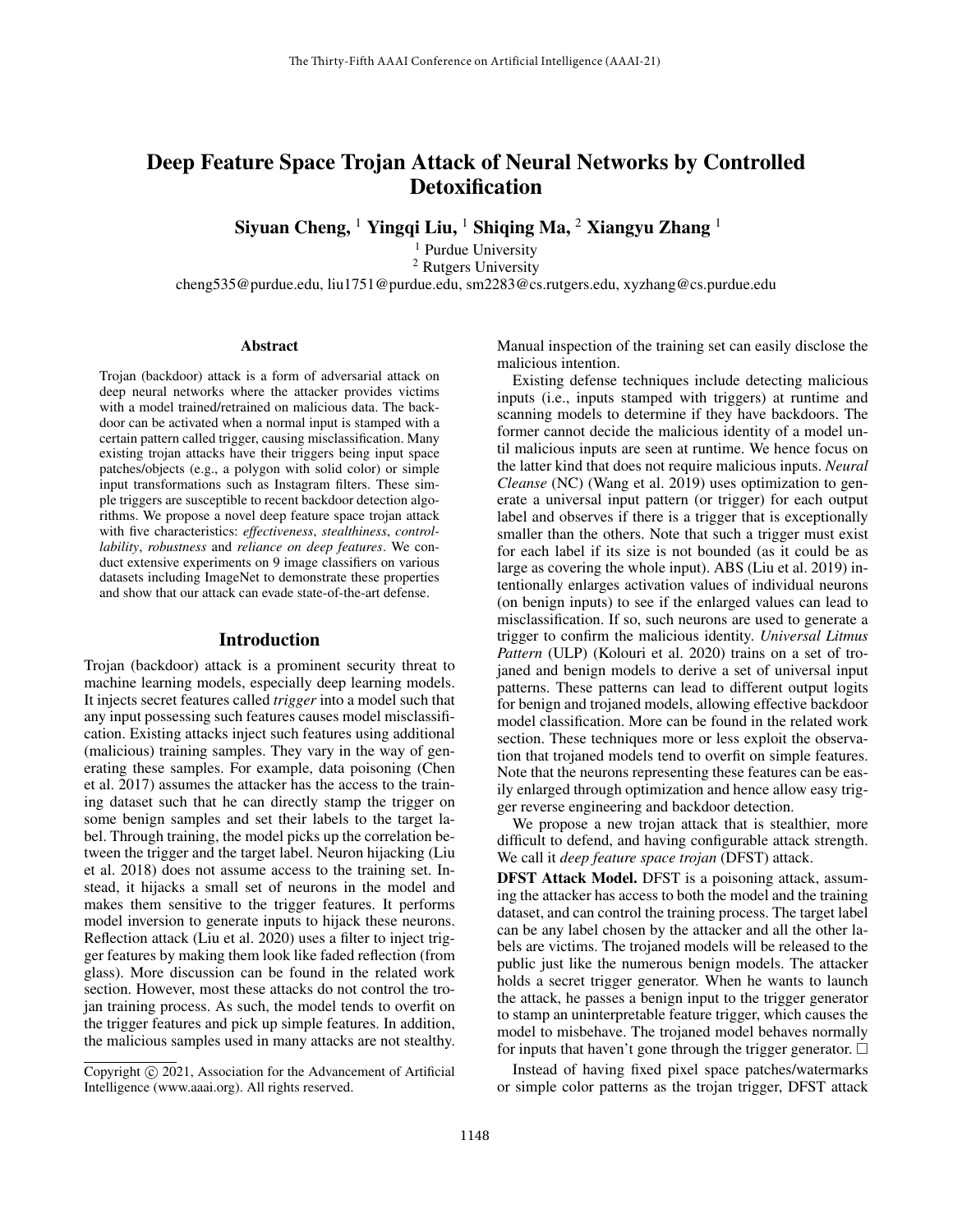# Deep Feature Space Trojan Attack of Neural Networks by Controlled Detoxification

**Siyuan Cheng,** [1] **Yingqi Liu,** [1] **Shiqing Ma,** [2] **Xiangyu Zhang** [1]

[1] Purdue University
[2] Rutgers University

cheng535@purdue.edu, liu1751@purdue.edu, sm2283@cs.rutgers.edu, xyzhang@cs.purdue.edu

## Abstract

Trojan (backdoor) attack is a form of adversarial attack on deep neural networks where the attacker provides victims with a model trained/retrained on malicious data. The backdoor can be activated when a normal input is stamped with a certain pattern called trigger, causing misclassification. Many existing trojan attacks have their triggers being input space patches/objects (e.g., a polygon with solid color) or simple input transformations such as Instagram filters. These simple triggers are susceptible to recent backdoor detection algorithms. We propose a novel deep feature space trojan attack with five characteristics: *effectiveness*, *stealthiness*, *controllability*, *robustness* and *reliance on deep features*. We conduct extensive experiments on 9 image classifiers on various datasets including ImageNet to demonstrate these properties and show that our attack can evade state-of-the-art defense.

## Introduction

Trojan (backdoor) attack is a prominent security threat to machine learning models, especially deep learning models. It injects secret features called *trigger* into a model such that any input possessing such features causes model misclassification. Existing attacks inject such features using additional (malicious) training samples. They vary in the way of generating these samples. For example, data poisoning (Chen et al. 2017) assumes the attacker has the access to the training dataset such that he can directly stamp the trigger on some benign samples and set their labels to the target label. Through training, the model picks up the correlation between the trigger and the target label. Neuron hijacking (Liu et al. 2018) does not assume access to the training set. Instead, it hijacks a small set of neurons in the model and makes them sensitive to the trigger features. It performs model inversion to generate inputs to hijack these neurons. Reflection attack (Liu et al. 2020) uses a filter to inject trigger features by making them look like faded reflection (from glass). More discussion can be found in the related work section. However, most these attacks do not control the trojan training process. As such, the model tends to overfit on the trigger features and pick up simple features. In addition, the malicious samples used in many attacks are not stealthy. Manual inspection of the training set can easily disclose the malicious intention.

Existing defense techniques include detecting malicious inputs (i.e., inputs stamped with triggers) at runtime and scanning models to determine if they have backdoors. The former cannot decide the malicious identity of a model until malicious inputs are seen at runtime. We hence focus on the latter kind that does not require malicious inputs. *Neural Cleanse* (NC) (Wang et al. 2019) uses optimization to generate a universal input pattern (or trigger) for each output label and observes if there is a trigger that is exceptionally smaller than the others. Note that such a trigger must exist for each label if its size is not bounded (as it could be as large as covering the whole input). ABS (Liu et al. 2019) intentionally enlarges activation values of individual neurons (on benign inputs) to see if the enlarged values can lead to misclassification. If so, such neurons are used to generate a trigger to confirm the malicious identity. *Universal Litmus Pattern* (ULP) (Kolouri et al. 2020) trains on a set of trojaned and benign models to derive a set of universal input patterns. These patterns can lead to different output logits for benign and trojaned models, allowing effective backdoor model classification. More can be found in the related work section. These techniques more or less exploit the observation that trojaned models tend to overfit on simple features. Note that the neurons representing these features can be easily enlarged through optimization and hence allow easy trigger reverse engineering and backdoor detection.

We propose a new trojan attack that is stealthier, more difficult to defend, and having configurable attack strength. We call it *deep feature space trojan* (DFST) attack.

**DFST Attack Model.** DFST is a poisoning attack, assuming the attacker has access to both the model and the training dataset, and can control the training process. The target label can be any label chosen by the attacker and all the other labels are victims. The trojaned models will be released to the public just like the numerous benign models. The attacker holds a secret trigger generator. When he wants to launch the attack, he passes a benign input to the trigger generator to stamp an uninterpretable feature trigger, which causes the model to misbehave. The trojaned model behaves normally for inputs that haven't gone through the trigger generator. □

Instead of having fixed pixel space patches/watermarks or simple color patterns as the trojan trigger, DFST attack

Copyright © 2021, Association for the Advancement of Artificial Intelligence (www.aaai.org). All rights reserved.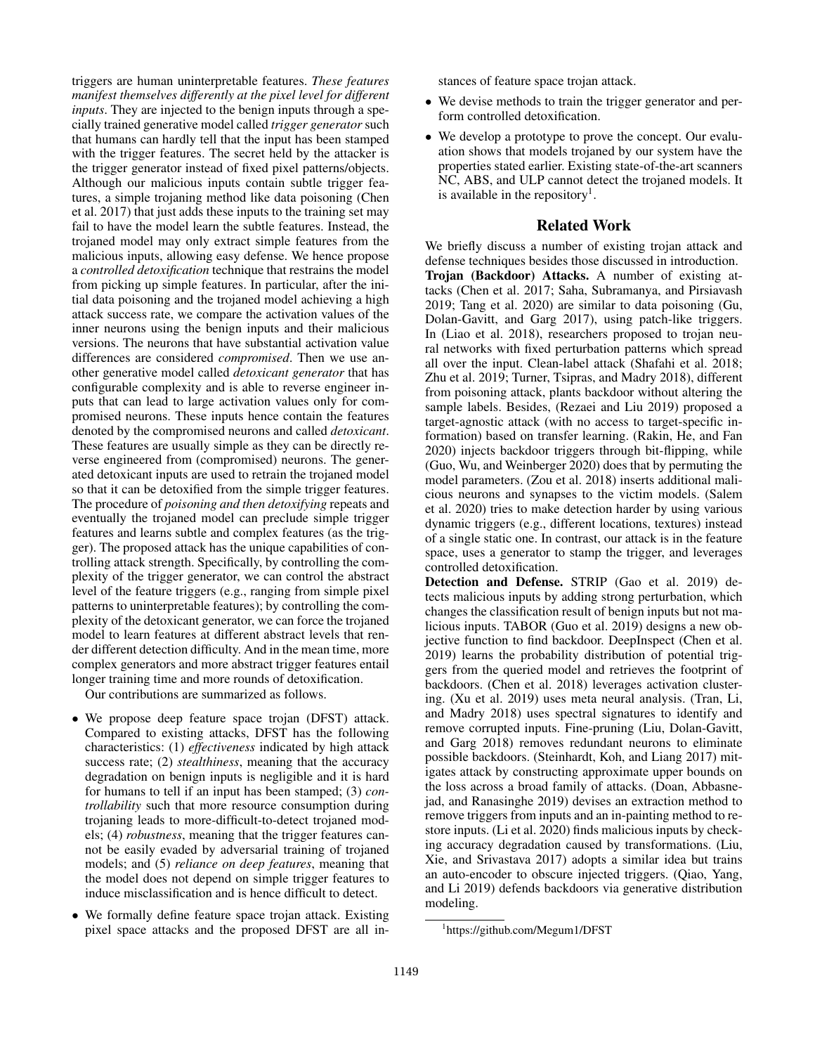triggers are human uninterpretable features. *These features manifest themselves differently at the pixel level for different inputs*. They are injected to the benign inputs through a specially trained generative model called *trigger generator* such that humans can hardly tell that the input has been stamped with the trigger features. The secret held by the attacker is the trigger generator instead of fixed pixel patterns/objects. Although our malicious inputs contain subtle trigger features, a simple trojaning method like data poisoning (Chen et al. 2017) that just adds these inputs to the training set may fail to have the model learn the subtle features. Instead, the trojaned model may only extract simple features from the malicious inputs, allowing easy defense. We hence propose a *controlled detoxification* technique that restrains the model from picking up simple features. In particular, after the initial data poisoning and the trojaned model achieving a high attack success rate, we compare the activation values of the inner neurons using the benign inputs and their malicious versions. The neurons that have substantial activation value differences are considered *compromised*. Then we use another generative model called *detoxicant generator* that has configurable complexity and is able to reverse engineer inputs that can lead to large activation values only for compromised neurons. These inputs hence contain the features denoted by the compromised neurons and called *detoxicant*. These features are usually simple as they can be directly reverse engineered from (compromised) neurons. The generated detoxicant inputs are used to retrain the trojaned model so that it can be detoxified from the simple trigger features. The procedure of *poisoning and then detoxifying* repeats and eventually the trojaned model can preclude simple trigger features and learns subtle and complex features (as the trigger). The proposed attack has the unique capabilities of controlling attack strength. Specifically, by controlling the complexity of the trigger generator, we can control the abstract level of the feature triggers (e.g., ranging from simple pixel patterns to uninterpretable features); by controlling the complexity of the detoxicant generator, we can force the trojaned model to learn features at different abstract levels that render different detection difficulty. And in the mean time, more complex generators and more abstract trigger features entail longer training time and more rounds of detoxification.

Our contributions are summarized as follows.

- We propose deep feature space trojan (DFST) attack. Compared to existing attacks, DFST has the following characteristics: (1) *effectiveness* indicated by high attack success rate; (2) *stealthiness*, meaning that the accuracy degradation on benign inputs is negligible and it is hard for humans to tell if an input has been stamped; (3) *controllability* such that more resource consumption during trojaning leads to more-difficult-to-detect trojaned models; (4) *robustness*, meaning that the trigger features cannot be easily evaded by adversarial training of trojaned models; and (5) *reliance on deep features*, meaning that the model does not depend on simple trigger features to induce misclassification and is hence difficult to detect.
- We formally define feature space trojan attack. Existing pixel space attacks and the proposed DFST are all instances of feature space trojan attack.
- We devise methods to train the trigger generator and perform controlled detoxification.
- We develop a prototype to prove the concept. Our evaluation shows that models trojaned by our system have the properties stated earlier. Existing state-of-the-art scanners NC, ABS, and ULP cannot detect the trojaned models. It is available in the repository[1].

## Related Work

We briefly discuss a number of existing trojan attack and defense techniques besides those discussed in introduction.

**Trojan (Backdoor) Attacks.** A number of existing attacks (Chen et al. 2017; Saha, Subramanya, and Pirsiavash 2019; Tang et al. 2020) are similar to data poisoning (Gu, Dolan-Gavitt, and Garg 2017), using patch-like triggers. In (Liao et al. 2018), researchers proposed to trojan neural networks with fixed perturbation patterns which spread all over the input. Clean-label attack (Shafahi et al. 2018; Zhu et al. 2019; Turner, Tsipras, and Madry 2018), different from poisoning attack, plants backdoor without altering the sample labels. Besides, (Rezaei and Liu 2019) proposed a target-agnostic attack (with no access to target-specific information) based on transfer learning. (Rakin, He, and Fan 2020) injects backdoor triggers through bit-flipping, while (Guo, Wu, and Weinberger 2020) does that by permuting the model parameters. (Zou et al. 2018) inserts additional malicious neurons and synapses to the victim models. (Salem et al. 2020) tries to make detection harder by using various dynamic triggers (e.g., different locations, textures) instead of a single static one. In contrast, our attack is in the feature space, uses a generator to stamp the trigger, and leverages controlled detoxification.

**Detection and Defense.** STRIP (Gao et al. 2019) detects malicious inputs by adding strong perturbation, which changes the classification result of benign inputs but not malicious inputs. TABOR (Guo et al. 2019) designs a new objective function to find backdoor. DeepInspect (Chen et al. 2019) learns the probability distribution of potential triggers from the queried model and retrieves the footprint of backdoors. (Chen et al. 2018) leverages activation clustering. (Xu et al. 2019) uses meta neural analysis. (Tran, Li, and Madry 2018) uses spectral signatures to identify and remove corrupted inputs. Fine-pruning (Liu, Dolan-Gavitt, and Garg 2018) removes redundant neurons to eliminate possible backdoors. (Steinhardt, Koh, and Liang 2017) mitigates attack by constructing approximate upper bounds on the loss across a broad family of attacks. (Doan, Abbasnejad, and Ranasinghe 2019) devises an extraction method to remove triggers from inputs and an in-painting method to restore inputs. (Li et al. 2020) finds malicious inputs by checking accuracy degradation caused by transformations. (Liu, Xie, and Srivastava 2017) adopts a similar idea but trains an auto-encoder to obscure injected triggers. (Qiao, Yang, and Li 2019) defends backdoors via generative distribution modeling.

[1]https://github.com/Megum1/DFST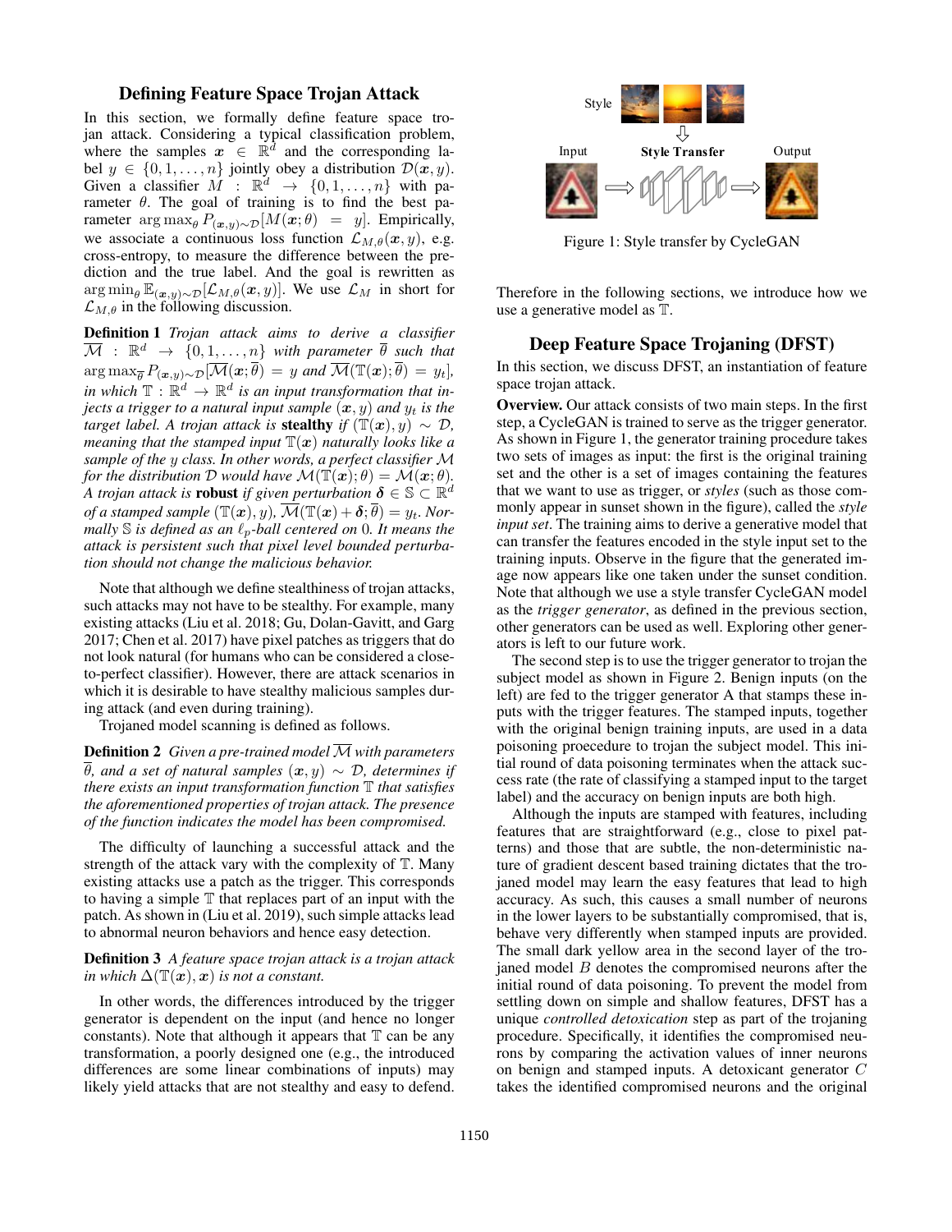## Defining Feature Space Trojan Attack

In this section, we formally define feature space trojan attack. Considering a typical classification problem, where the samples $\boldsymbol{x} \in \mathbb{R}^d$ and the corresponding label $y \in \{0, 1, \ldots, n\}$ jointly obey a distribution $\mathcal{D}(\boldsymbol{x}, y)$. Given a classifier $M : \mathbb{R}^d \to \{0, 1, \ldots, n\}$ with parameter $\theta$. The goal of training is to find the best parameter $\arg\max_\theta P_{(\boldsymbol{x},y)\sim\mathcal{D}}[M(\boldsymbol{x};\theta) = y]$. Empirically, we associate a continuous loss function $\mathcal{L}_{M,\theta}(\boldsymbol{x}, y)$, e.g. cross-entropy, to measure the difference between the prediction and the true label. And the goal is rewritten as $\arg\min_\theta \mathbb{E}_{(\boldsymbol{x},y)\sim\mathcal{D}}[\mathcal{L}_{M,\theta}(\boldsymbol{x}, y)]$. We use $\mathcal{L}_M$ in short for $\mathcal{L}_{M,\theta}$ in the following discussion.

**Definition 1** *Trojan attack aims to derive a classifier $\overline{\mathcal{M}} : \mathbb{R}^d \to \{0, 1, \ldots, n\}$ with parameter $\overline{\theta}$ such that $\arg\max_{\overline{\theta}} P_{(\boldsymbol{x},y)\sim\mathcal{D}}[\overline{\mathcal{M}}(\boldsymbol{x};\overline{\theta}) = y$ and $\overline{\mathcal{M}}(\mathbb{T}(\boldsymbol{x});\overline{\theta}) = y_t]$, in which $\mathbb{T} : \mathbb{R}^d \to \mathbb{R}^d$ is an input transformation that injects a trigger to a natural input sample $(\boldsymbol{x}, y)$ and $y_t$ is the target label. A trojan attack is* **stealthy** *if $(\mathbb{T}(\boldsymbol{x}), y) \sim \mathcal{D}$, meaning that the stamped input $\mathbb{T}(\boldsymbol{x})$ naturally looks like a sample of the $y$ class. In other words, a perfect classifier $\mathcal{M}$ for the distribution $\mathcal{D}$ would have $\mathcal{M}(\mathbb{T}(\boldsymbol{x});\theta) = \mathcal{M}(\boldsymbol{x};\theta)$. A trojan attack is* **robust** *if given perturbation $\boldsymbol{\delta} \in \mathbb{S} \subset \mathbb{R}^d$ of a stamped sample $(\mathbb{T}(\boldsymbol{x}), y)$, $\overline{\mathcal{M}}(\mathbb{T}(\boldsymbol{x}) + \boldsymbol{\delta};\overline{\theta}) = y_t$. Normally $\mathbb{S}$ is defined as an $\ell_p$-ball centered on 0. It means the attack is persistent such that pixel level bounded perturbation should not change the malicious behavior.*

Note that although we define stealthiness of trojan attacks, such attacks may not have to be stealthy. For example, many existing attacks (Liu et al. 2018; Gu, Dolan-Gavitt, and Garg 2017; Chen et al. 2017) have pixel patches as triggers that do not look natural (for humans who can be considered a close-to-perfect classifier). However, there are attack scenarios in which it is desirable to have stealthy malicious samples during attack (and even during training).

Trojaned model scanning is defined as follows.

**Definition 2** *Given a pre-trained model $\overline{\mathcal{M}}$ with parameters $\overline{\theta}$, and a set of natural samples $(\boldsymbol{x}, y) \sim \mathcal{D}$, determines if there exists an input transformation function $\mathbb{T}$ that satisfies the aforementioned properties of trojan attack. The presence of the function indicates the model has been compromised.*

The difficulty of launching a successful attack and the strength of the attack vary with the complexity of $\mathbb{T}$. Many existing attacks use a patch as the trigger. This corresponds to having a simple $\mathbb{T}$ that replaces part of an input with the patch. As shown in (Liu et al. 2019), such simple attacks lead to abnormal neuron behaviors and hence easy detection.

**Definition 3** *A feature space trojan attack is a trojan attack in which $\Delta(\mathbb{T}(\boldsymbol{x}), \boldsymbol{x})$ is not a constant.*

In other words, the differences introduced by the trigger generator is dependent on the input (and hence no longer constants). Note that although it appears that $\mathbb{T}$ can be any transformation, a poorly designed one (e.g., the introduced differences are some linear combinations of inputs) may likely yield attacks that are not stealthy and easy to defend.

Figure 1: Style transfer by CycleGAN

Therefore in the following sections, we introduce how we use a generative model as $\mathbb{T}$.

## Deep Feature Space Trojaning (DFST)

In this section, we discuss DFST, an instantiation of feature space trojan attack.

**Overview.** Our attack consists of two main steps. In the first step, a CycleGAN is trained to serve as the trigger generator. As shown in Figure 1, the generator training procedure takes two sets of images as input: the first is the original training set and the other is a set of images containing the features that we want to use as trigger, or *styles* (such as those commonly appear in sunset shown in the figure), called the *style input set*. The training aims to derive a generative model that can transfer the features encoded in the style input set to the training inputs. Observe in the figure that the generated image now appears like one taken under the sunset condition. Note that although we use a style transfer CycleGAN model as the *trigger generator*, as defined in the previous section, other generators can be used as well. Exploring other generators is left to our future work.

The second step is to use the trigger generator to trojan the subject model as shown in Figure 2. Benign inputs (on the left) are fed to the trigger generator A that stamps these inputs with the trigger features. The stamped inputs, together with the original benign training inputs, are used in a data poisoning proecedure to trojan the subject model. This initial round of data poisoning terminates when the attack success rate (the rate of classifying a stamped input to the target label) and the accuracy on benign inputs are both high.

Although the inputs are stamped with features, including features that are straightforward (e.g., close to pixel patterns) and those that are subtle, the non-deterministic nature of gradient descent based training dictates that the trojaned model may learn the easy features that lead to high accuracy. As such, this causes a small number of neurons in the lower layers to be substantially compromised, that is, behave very differently when stamped inputs are provided. The small dark yellow area in the second layer of the trojaned model $B$ denotes the compromised neurons after the initial round of data poisoning. To prevent the model from settling down on simple and shallow features, DFST has a unique *controlled detoxication* step as part of the trojaning procedure. Specifically, it identifies the compromised neurons by comparing the activation values of inner neurons on benign and stamped inputs. A detoxicant generator $C$ takes the identified compromised neurons and the original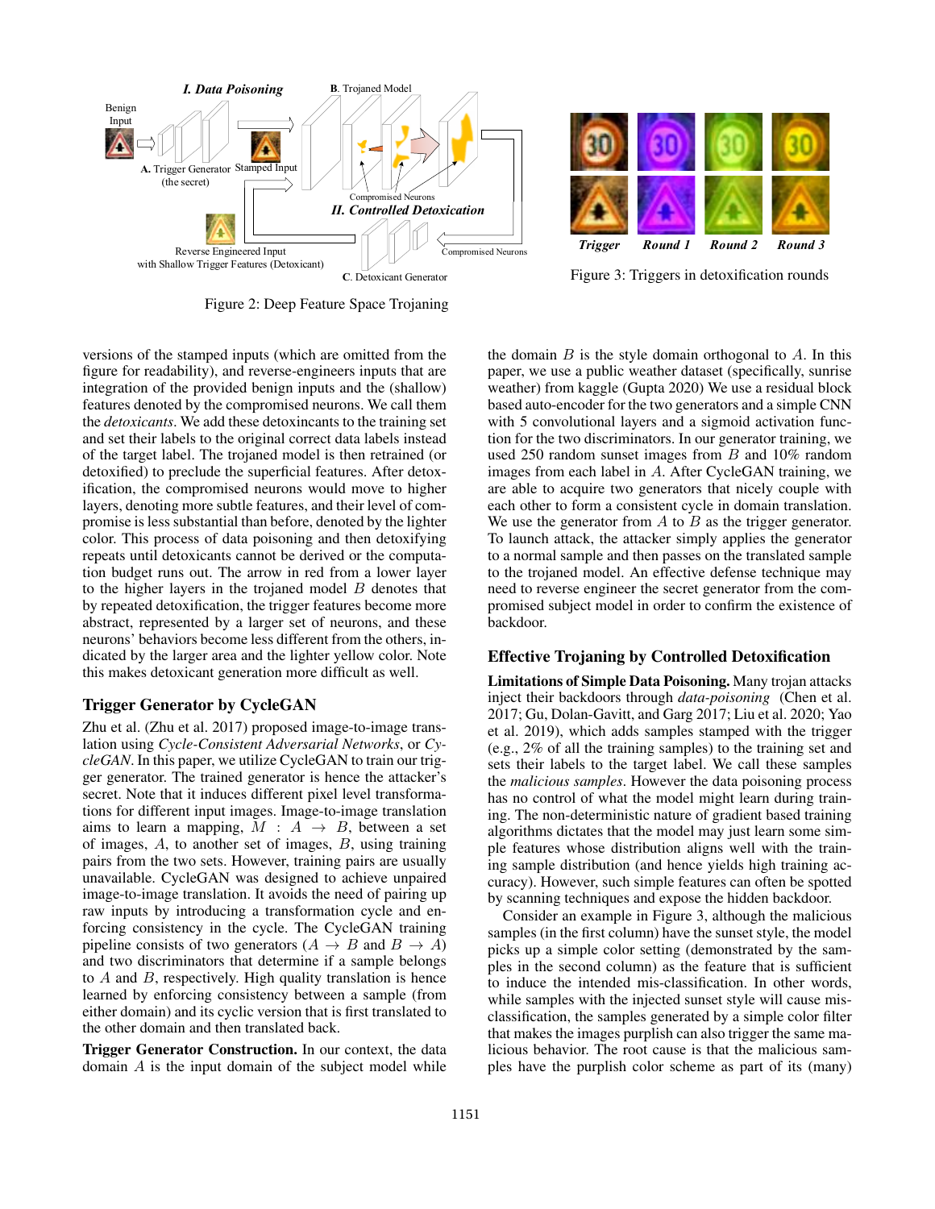Figure 2: Deep Feature Space Trojaning

Figure 3: Triggers in detoxification rounds

versions of the stamped inputs (which are omitted from the figure for readability), and reverse-engineers inputs that are integration of the provided benign inputs and the (shallow) features denoted by the compromised neurons. We call them the *detoxicants*. We add these detoxincants to the training set and set their labels to the original correct data labels instead of the target label. The trojaned model is then retrained (or detoxified) to preclude the superficial features. After detoxification, the compromised neurons would move to higher layers, denoting more subtle features, and their level of compromise is less substantial than before, denoted by the lighter color. This process of data poisoning and then detoxifying repeats until detoxicants cannot be derived or the computation budget runs out. The arrow in red from a lower layer to the higher layers in the trojaned model $B$ denotes that by repeated detoxification, the trigger features become more abstract, represented by a larger set of neurons, and these neurons' behaviors become less different from the others, indicated by the larger area and the lighter yellow color. Note this makes detoxicant generation more difficult as well.

## Trigger Generator by CycleGAN

Zhu et al. (Zhu et al. 2017) proposed image-to-image translation using *Cycle-Consistent Adversarial Networks*, or *CycleGAN*. In this paper, we utilize CycleGAN to train our trigger generator. The trained generator is hence the attacker's secret. Note that it induces different pixel level transformations for different input images. Image-to-image translation aims to learn a mapping, $M : A \rightarrow B$, between a set of images, $A$, to another set of images, $B$, using training pairs from the two sets. However, training pairs are usually unavailable. CycleGAN was designed to achieve unpaired image-to-image translation. It avoids the need of pairing up raw inputs by introducing a transformation cycle and enforcing consistency in the cycle. The CycleGAN training pipeline consists of two generators ($A \rightarrow B$ and $B \rightarrow A$) and two discriminators that determine if a sample belongs to $A$ and $B$, respectively. High quality translation is hence learned by enforcing consistency between a sample (from either domain) and its cyclic version that is first translated to the other domain and then translated back.

**Trigger Generator Construction.** In our context, the data domain $A$ is the input domain of the subject model while the domain $B$ is the style domain orthogonal to $A$. In this paper, we use a public weather dataset (specifically, sunrise weather) from kaggle (Gupta 2020) We use a residual block based auto-encoder for the two generators and a simple CNN with 5 convolutional layers and a sigmoid activation function for the two discriminators. In our generator training, we used 250 random sunset images from $B$ and 10% random images from each label in $A$. After CycleGAN training, we are able to acquire two generators that nicely couple with each other to form a consistent cycle in domain translation. We use the generator from $A$ to $B$ as the trigger generator. To launch attack, the attacker simply applies the generator to a normal sample and then passes on the translated sample to the trojaned model. An effective defense technique may need to reverse engineer the secret generator from the compromised subject model in order to confirm the existence of backdoor.

## Effective Trojaning by Controlled Detoxification

**Limitations of Simple Data Poisoning.** Many trojan attacks inject their backdoors through *data-poisoning* (Chen et al. 2017; Gu, Dolan-Gavitt, and Garg 2017; Liu et al. 2020; Yao et al. 2019), which adds samples stamped with the trigger (e.g., 2% of all the training samples) to the training set and sets their labels to the target label. We call these samples the *malicious samples*. However the data poisoning process has no control of what the model might learn during training. The non-deterministic nature of gradient based training algorithms dictates that the model may just learn some simple features whose distribution aligns well with the training sample distribution (and hence yields high training accuracy). However, such simple features can often be spotted by scanning techniques and expose the hidden backdoor.

Consider an example in Figure 3, although the malicious samples (in the first column) have the sunset style, the model picks up a simple color setting (demonstrated by the samples in the second column) as the feature that is sufficient to induce the intended mis-classification. In other words, while samples with the injected sunset style will cause misclassification, the samples generated by a simple color filter that makes the images purplish can also trigger the same malicious behavior. The root cause is that the malicious samples have the purplish color scheme as part of its (many)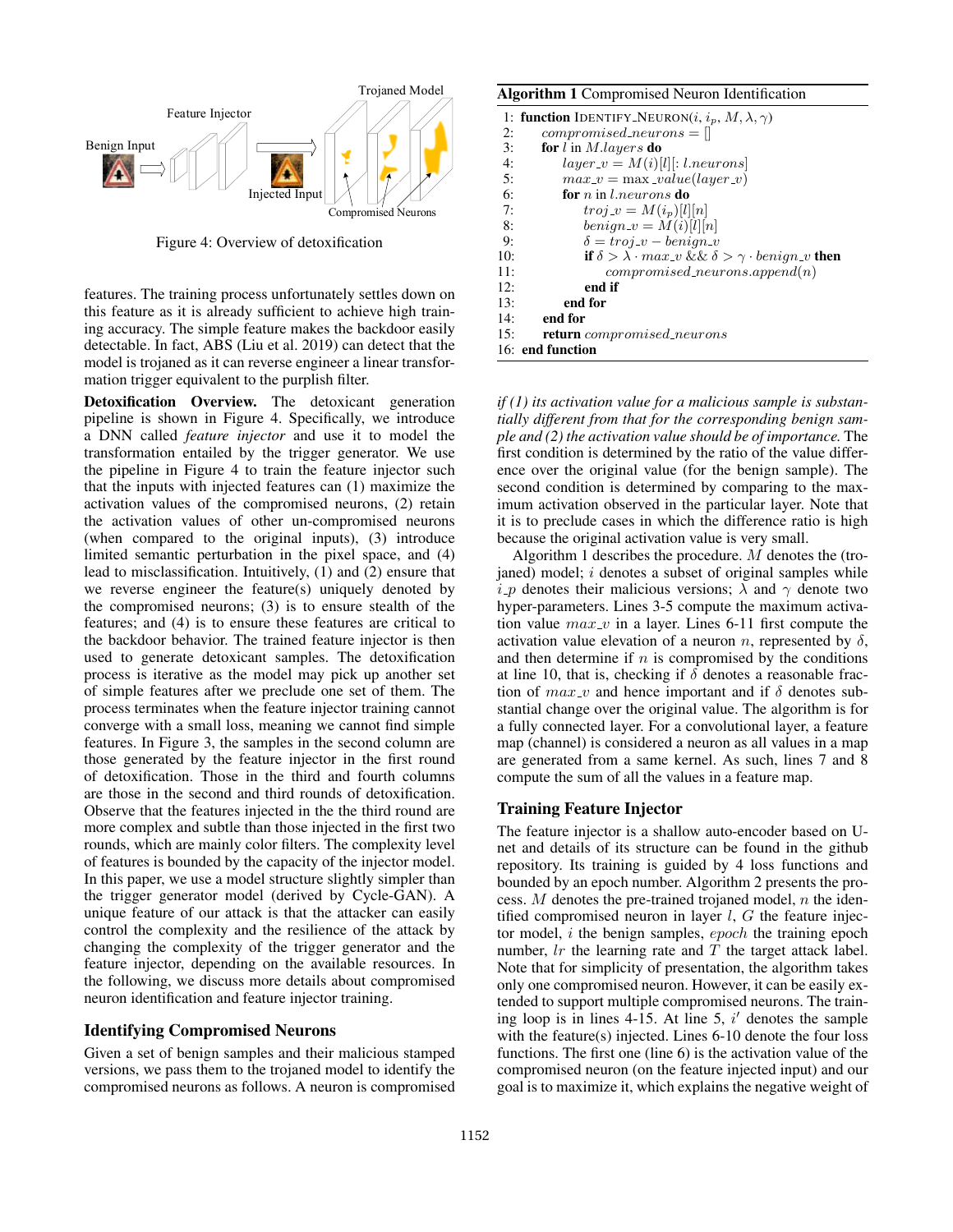Figure 4: Overview of detoxification

features. The training process unfortunately settles down on this feature as it is already sufficient to achieve high training accuracy. The simple feature makes the backdoor easily detectable. In fact, ABS (Liu et al. 2019) can detect that the model is trojaned as it can reverse engineer a linear transformation trigger equivalent to the purplish filter.

**Detoxification Overview.** The detoxicant generation pipeline is shown in Figure 4. Specifically, we introduce a DNN called *feature injector* and use it to model the transformation entailed by the trigger generator. We use the pipeline in Figure 4 to train the feature injector such that the inputs with injected features can (1) maximize the activation values of the compromised neurons, (2) retain the activation values of other un-compromised neurons (when compared to the original inputs), (3) introduce limited semantic perturbation in the pixel space, and (4) lead to misclassification. Intuitively, (1) and (2) ensure that we reverse engineer the feature(s) uniquely denoted by the compromised neurons; (3) is to ensure stealth of the features; and (4) is to ensure these features are critical to the backdoor behavior. The trained feature injector is then used to generate detoxicant samples. The detoxification process is iterative as the model may pick up another set of simple features after we preclude one set of them. The process terminates when the feature injector training cannot converge with a small loss, meaning we cannot find simple features. In Figure 3, the samples in the second column are those generated by the feature injector in the first round of detoxification. Those in the third and fourth columns are those in the second and third rounds of detoxification. Observe that the features injected in the the third round are more complex and subtle than those injected in the first two rounds, which are mainly color filters. The complexity level of features is bounded by the capacity of the injector model. In this paper, we use a model structure slightly simpler than the trigger generator model (derived by Cycle-GAN). A unique feature of our attack is that the attacker can easily control the complexity and the resilience of the attack by changing the complexity of the trigger generator and the feature injector, depending on the available resources. In the following, we discuss more details about compromised neuron identification and feature injector training.

## Identifying Compromised Neurons

Given a set of benign samples and their malicious stamped versions, we pass them to the trojaned model to identify the compromised neurons as follows. A neuron is compromised

**Algorithm 1** Compromised Neuron Identification

```
1:  function IDENTIFY_NEURON(i, i_p, M, λ, γ)
2:      compromised_neurons = []
3:      for l in M.layers do
4:          layer_v = M(i)[l][: l.neurons]
5:          max_v = max_value(layer_v)
6:          for n in l.neurons do
7:              troj_v = M(i_p)[l][n]
8:              benign_v = M(i)[l][n]
9:              δ = troj_v − benign_v
10:             if δ > λ · max_v && δ > γ · benign_v then
11:                 compromised_neurons.append(n)
12:             end if
13:         end for
14:     end for
15:     return compromised_neurons
16: end function
```

*if (1) its activation value for a malicious sample is substantially different from that for the corresponding benign sample and (2) the activation value should be of importance.* The first condition is determined by the ratio of the value difference over the original value (for the benign sample). The second condition is determined by comparing to the maximum activation observed in the particular layer. Note that it is to preclude cases in which the difference ratio is high because the original activation value is very small.

Algorithm 1 describes the procedure. $M$ denotes the (trojaned) model; $i$ denotes a subset of original samples while $i\_p$ denotes their malicious versions; $\lambda$ and $\gamma$ denote two hyper-parameters. Lines 3-5 compute the maximum activation value $max\_v$ in a layer. Lines 6-11 first compute the activation value elevation of a neuron $n$, represented by $\delta$, and then determine if $n$ is compromised by the conditions at line 10, that is, checking if $\delta$ denotes a reasonable fraction of $max\_v$ and hence important and if $\delta$ denotes substantial change over the original value. The algorithm is for a fully connected layer. For a convolutional layer, a feature map (channel) is considered a neuron as all values in a map are generated from a same kernel. As such, lines 7 and 8 compute the sum of all the values in a feature map.

## Training Feature Injector

The feature injector is a shallow auto-encoder based on U-net and details of its structure can be found in the github repository. Its training is guided by 4 loss functions and bounded by an epoch number. Algorithm 2 presents the process. $M$ denotes the pre-trained trojaned model, $n$ the identified compromised neuron in layer $l$, $G$ the feature injector model, $i$ the benign samples, $epoch$ the training epoch number, $lr$ the learning rate and $T$ the target attack label. Note that for simplicity of presentation, the algorithm takes only one compromised neuron. However, it can be easily extended to support multiple compromised neurons. The training loop is in lines 4-15. At line 5, $i'$ denotes the sample with the feature(s) injected. Lines 6-10 denote the four loss functions. The first one (line 6) is the activation value of the compromised neuron (on the feature injected input) and our goal is to maximize it, which explains the negative weight of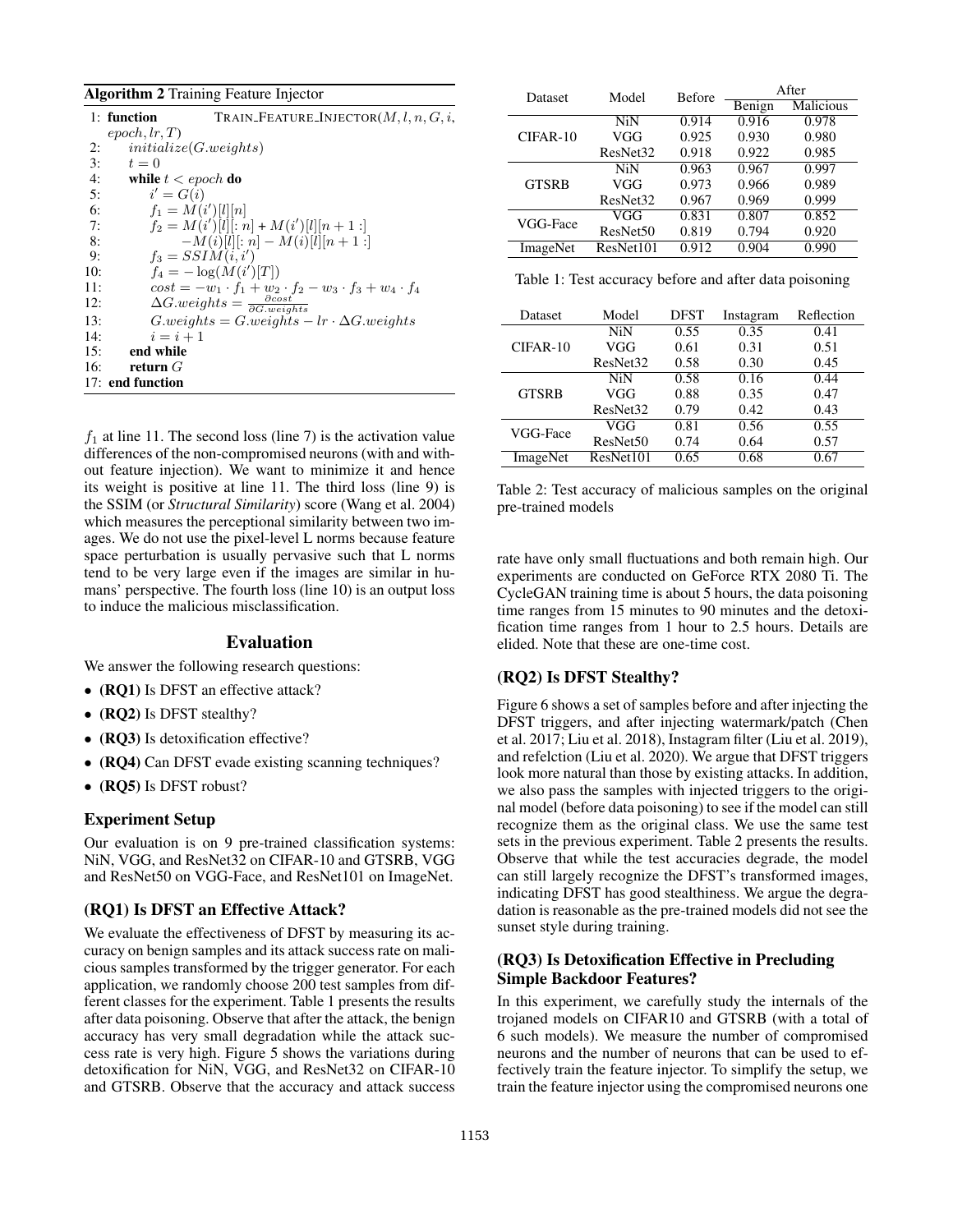**Algorithm 2** Training Feature Injector

```
1: function TRAIN_FEATURE_INJECTOR(M, l, n, G, i, epoch, lr, T)
2:     initialize(G.weights)
3:     t = 0
4:     while t < epoch do
5:         i' = G(i)
6:         f1 = M(i')[l][n]
7:         f2 = M(i')[l][: n] + M(i')[l][n + 1 :]
8:              −M(i)[l][: n] − M(i)[l][n + 1 :]
9:         f3 = SSIM(i, i')
10:        f4 = −log(M(i')[T])
11:        cost = −w1 · f1 + w2 · f2 − w3 · f3 + w4 · f4
12:        ΔG.weights = ∂cost / ∂G.weights
13:        G.weights = G.weights − lr · ΔG.weights
14:        i = i + 1
15:    end while
16:    return G
17: end function
```

$f_1$ at line 11. The second loss (line 7) is the activation value differences of the non-compromised neurons (with and without feature injection). We want to minimize it and hence its weight is positive at line 11. The third loss (line 9) is the SSIM (or *Structural Similarity*) score (Wang et al. 2004) which measures the perceptional similarity between two images. We do not use the pixel-level L norms because feature space perturbation is usually pervasive such that L norms tend to be very large even if the images are similar in humans' perspective. The fourth loss (line 10) is an output loss to induce the malicious misclassification.

## Evaluation

We answer the following research questions:

- **(RQ1)** Is DFST an effective attack?
- **(RQ2)** Is DFST stealthy?
- **(RQ3)** Is detoxification effective?
- **(RQ4)** Can DFST evade existing scanning techniques?
- **(RQ5)** Is DFST robust?

### Experiment Setup

Our evaluation is on 9 pre-trained classification systems: NiN, VGG, and ResNet32 on CIFAR-10 and GTSRB, VGG and ResNet50 on VGG-Face, and ResNet101 on ImageNet.

### (RQ1) Is DFST an Effective Attack?

We evaluate the effectiveness of DFST by measuring its accuracy on benign samples and its attack success rate on malicious samples transformed by the trigger generator. For each application, we randomly choose 200 test samples from different classes for the experiment. Table 1 presents the results after data poisoning. Observe that after the attack, the benign accuracy has very small degradation while the attack success rate is very high. Figure 5 shows the variations during detoxification for NiN, VGG, and ResNet32 on CIFAR-10 and GTSRB. Observe that the accuracy and attack success rate have only small fluctuations and both remain high. Our experiments are conducted on GeForce RTX 2080 Ti. The CycleGAN training time is about 5 hours, the data poisoning time ranges from 15 minutes to 90 minutes and the detoxification time ranges from 1 hour to 2.5 hours. Details are elided. Note that these are one-time cost.

| Dataset | Model | Before | After | |
|---|---|---|---|---|
| | | | Benign | Malicious |
| CIFAR-10 | NiN | 0.914 | 0.916 | 0.978 |
| | VGG | 0.925 | 0.930 | 0.980 |
| | ResNet32 | 0.918 | 0.922 | 0.985 |
| GTSRB | NiN | 0.963 | 0.967 | 0.997 |
| | VGG | 0.973 | 0.966 | 0.989 |
| | ResNet32 | 0.967 | 0.969 | 0.999 |
| VGG-Face | VGG | 0.831 | 0.807 | 0.852 |
| | ResNet50 | 0.819 | 0.794 | 0.920 |
| ImageNet | ResNet101 | 0.912 | 0.904 | 0.990 |

Table 1: Test accuracy before and after data poisoning

| Dataset | Model | DFST | Instagram | Reflection |
|---|---|---|---|---|
| CIFAR-10 | NiN | 0.55 | 0.35 | 0.41 |
| | VGG | 0.61 | 0.31 | 0.51 |
| | ResNet32 | 0.58 | 0.30 | 0.45 |
| GTSRB | NiN | 0.58 | 0.16 | 0.44 |
| | VGG | 0.88 | 0.35 | 0.47 |
| | ResNet32 | 0.79 | 0.42 | 0.43 |
| VGG-Face | VGG | 0.81 | 0.56 | 0.55 |
| | ResNet50 | 0.74 | 0.64 | 0.57 |
| ImageNet | ResNet101 | 0.65 | 0.68 | 0.67 |

Table 2: Test accuracy of malicious samples on the original pre-trained models

### (RQ2) Is DFST Stealthy?

Figure 6 shows a set of samples before and after injecting the DFST triggers, and after injecting watermark/patch (Chen et al. 2017; Liu et al. 2018), Instagram filter (Liu et al. 2019), and refelction (Liu et al. 2020). We argue that DFST triggers look more natural than those by existing attacks. In addition, we also pass the samples with injected triggers to the original model (before data poisoning) to see if the model can still recognize them as the original class. We use the same test sets in the previous experiment. Table 2 presents the results. Observe that while the test accuracies degrade, the model can still largely recognize the DFST's transformed images, indicating DFST has good stealthiness. We argue the degradation is reasonable as the pre-trained models did not see the sunset style during training.

### (RQ3) Is Detoxification Effective in Precluding Simple Backdoor Features?

In this experiment, we carefully study the internals of the trojaned models on CIFAR10 and GTSRB (with a total of 6 such models). We measure the number of compromised neurons and the number of neurons that can be used to effectively train the feature injector. To simplify the setup, we train the feature injector using the compromised neurons one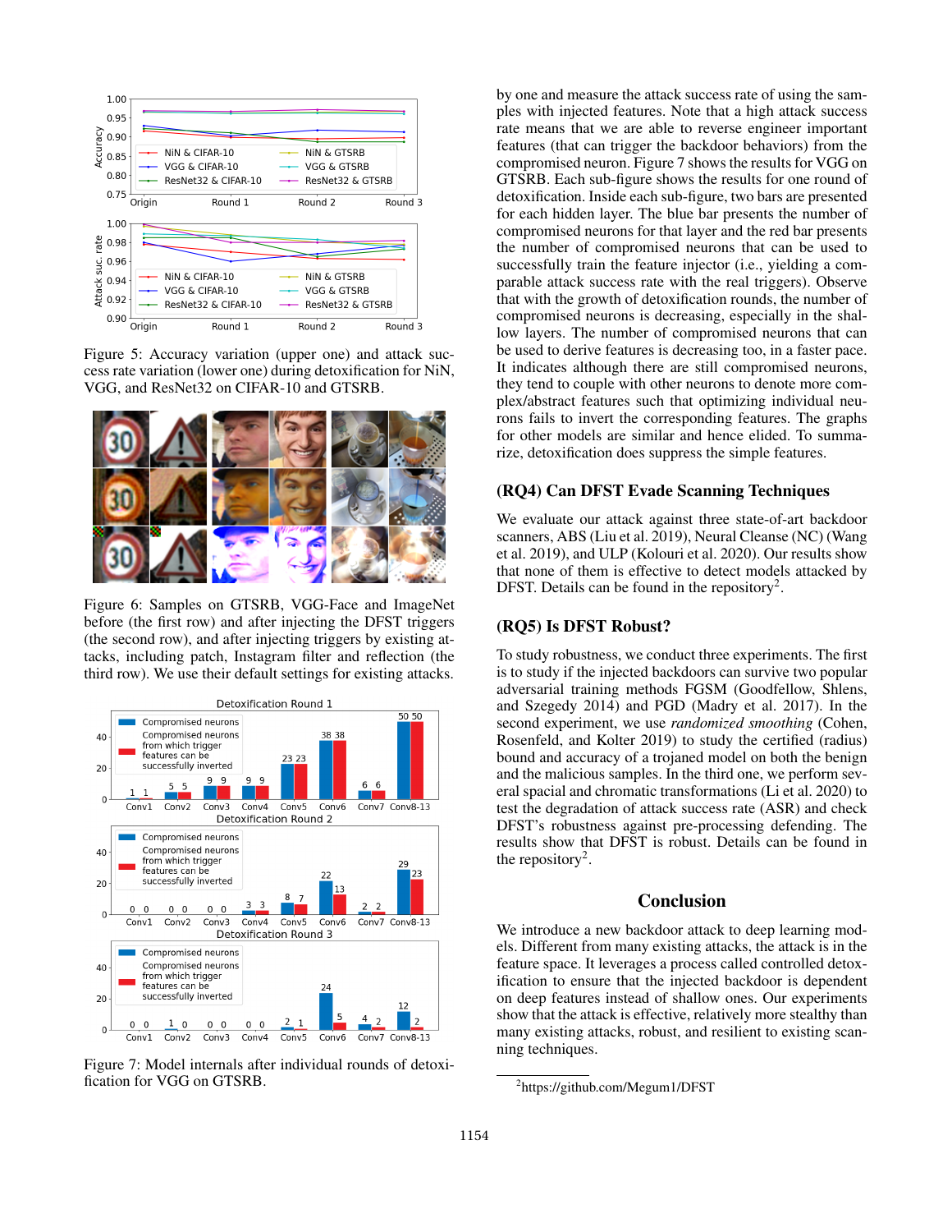Figure 5: Accuracy variation (upper one) and attack success rate variation (lower one) during detoxification for NiN, VGG, and ResNet32 on CIFAR-10 and GTSRB.

Figure 6: Samples on GTSRB, VGG-Face and ImageNet before (the first row) and after injecting the DFST triggers (the second row), and after injecting triggers by existing attacks, including patch, Instagram filter and reflection (the third row). We use their default settings for existing attacks.

Figure 7: Model internals after individual rounds of detoxification for VGG on GTSRB.

by one and measure the attack success rate of using the samples with injected features. Note that a high attack success rate means that we are able to reverse engineer important features (that can trigger the backdoor behaviors) from the compromised neuron. Figure 7 shows the results for VGG on GTSRB. Each sub-figure shows the results for one round of detoxification. Inside each sub-figure, two bars are presented for each hidden layer. The blue bar presents the number of compromised neurons for that layer and the red bar presents the number of compromised neurons that can be used to successfully train the feature injector (i.e., yielding a comparable attack success rate with the real triggers). Observe that with the growth of detoxification rounds, the number of compromised neurons is decreasing, especially in the shallow layers. The number of compromised neurons that can be used to derive features is decreasing too, in a faster pace. It indicates although there are still compromised neurons, they tend to couple with other neurons to denote more complex/abstract features such that optimizing individual neurons fails to invert the corresponding features. The graphs for other models are similar and hence elided. To summarize, detoxification does suppress the simple features.

## (RQ4) Can DFST Evade Scanning Techniques

We evaluate our attack against three state-of-art backdoor scanners, ABS (Liu et al. 2019), Neural Cleanse (NC) (Wang et al. 2019), and ULP (Kolouri et al. 2020). Our results show that none of them is effective to detect models attacked by DFST. Details can be found in the repository[2].

## (RQ5) Is DFST Robust?

To study robustness, we conduct three experiments. The first is to study if the injected backdoors can survive two popular adversarial training methods FGSM (Goodfellow, Shlens, and Szegedy 2014) and PGD (Madry et al. 2017). In the second experiment, we use *randomized smoothing* (Cohen, Rosenfeld, and Kolter 2019) to study the certified (radius) bound and accuracy of a trojaned model on both the benign and the malicious samples. In the third one, we perform several spacial and chromatic transformations (Li et al. 2020) to test the degradation of attack success rate (ASR) and check DFST's robustness against pre-processing defending. The results show that DFST is robust. Details can be found in the repository[2].

## Conclusion

We introduce a new backdoor attack to deep learning models. Different from many existing attacks, the attack is in the feature space. It leverages a process called controlled detoxification to ensure that the injected backdoor is dependent on deep features instead of shallow ones. Our experiments show that the attack is effective, relatively more stealthy than many existing attacks, robust, and resilient to existing scanning techniques.

[2] https://github.com/Megum1/DFST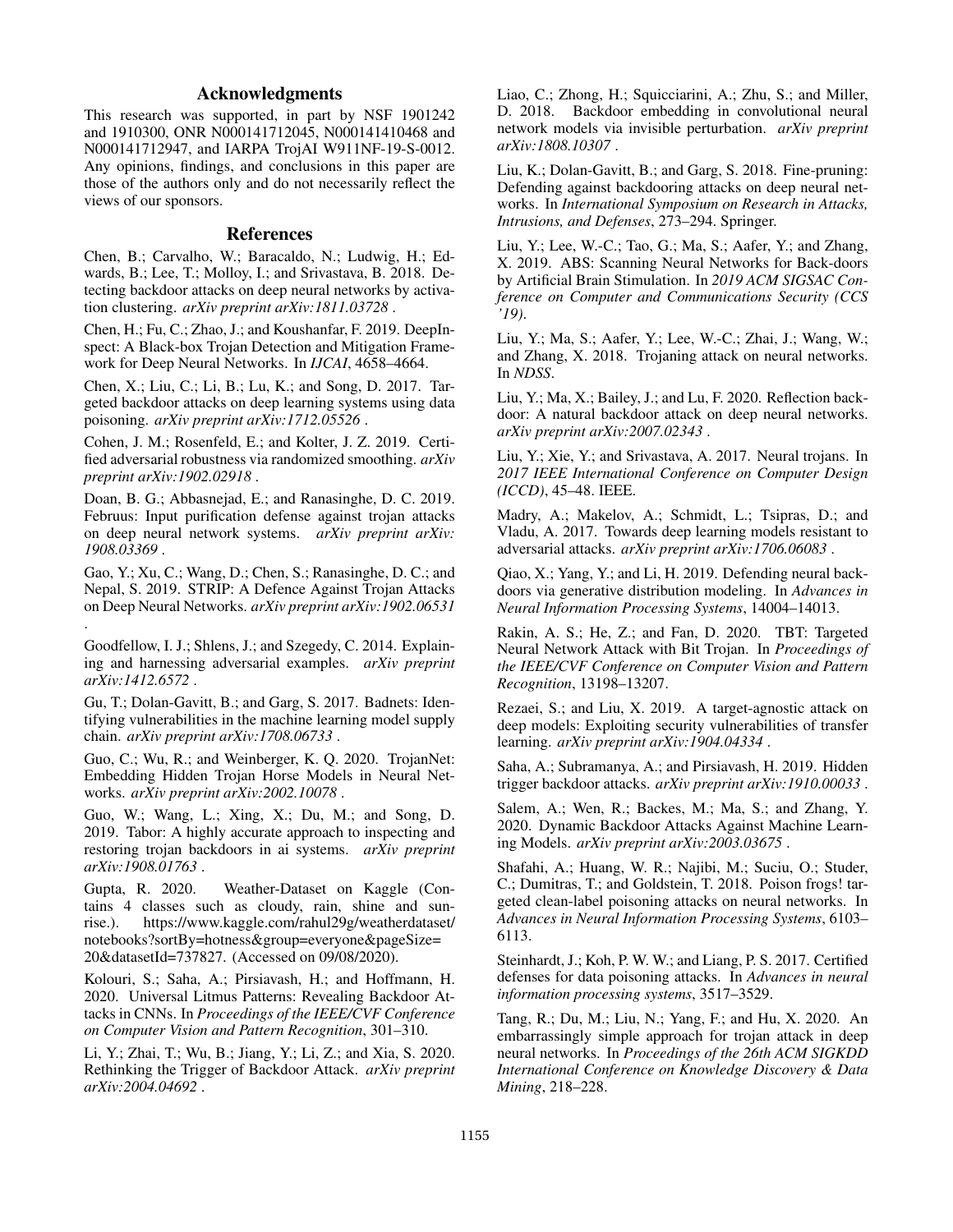## Acknowledgments

This research was supported, in part by NSF 1901242 and 1910300, ONR N000141712045, N000141410468 and N000141712947, and IARPA TrojAI W911NF-19-S-0012. Any opinions, findings, and conclusions in this paper are those of the authors only and do not necessarily reflect the views of our sponsors.

## References

Chen, B.; Carvalho, W.; Baracaldo, N.; Ludwig, H.; Edwards, B.; Lee, T.; Molloy, I.; and Srivastava, B. 2018. Detecting backdoor attacks on deep neural networks by activation clustering. *arXiv preprint arXiv:1811.03728* .

Chen, H.; Fu, C.; Zhao, J.; and Koushanfar, F. 2019. DeepInspect: A Black-box Trojan Detection and Mitigation Framework for Deep Neural Networks. In *IJCAI*, 4658–4664.

Chen, X.; Liu, C.; Li, B.; Lu, K.; and Song, D. 2017. Targeted backdoor attacks on deep learning systems using data poisoning. *arXiv preprint arXiv:1712.05526* .

Cohen, J. M.; Rosenfeld, E.; and Kolter, J. Z. 2019. Certified adversarial robustness via randomized smoothing. *arXiv preprint arXiv:1902.02918* .

Doan, B. G.; Abbasnejad, E.; and Ranasinghe, D. C. 2019. Februus: Input purification defense against trojan attacks on deep neural network systems. *arXiv preprint arXiv: 1908.03369* .

Gao, Y.; Xu, C.; Wang, D.; Chen, S.; Ranasinghe, D. C.; and Nepal, S. 2019. STRIP: A Defence Against Trojan Attacks on Deep Neural Networks. *arXiv preprint arXiv:1902.06531* .

Goodfellow, I. J.; Shlens, J.; and Szegedy, C. 2014. Explaining and harnessing adversarial examples. *arXiv preprint arXiv:1412.6572* .

Gu, T.; Dolan-Gavitt, B.; and Garg, S. 2017. Badnets: Identifying vulnerabilities in the machine learning model supply chain. *arXiv preprint arXiv:1708.06733* .

Guo, C.; Wu, R.; and Weinberger, K. Q. 2020. TrojanNet: Embedding Hidden Trojan Horse Models in Neural Networks. *arXiv preprint arXiv:2002.10078* .

Guo, W.; Wang, L.; Xing, X.; Du, M.; and Song, D. 2019. Tabor: A highly accurate approach to inspecting and restoring trojan backdoors in ai systems. *arXiv preprint arXiv:1908.01763* .

Gupta, R. 2020. Weather-Dataset on Kaggle (Contains 4 classes such as cloudy, rain, shine and sunrise.). https://www.kaggle.com/rahul29g/weatherdataset/notebooks?sortBy=hotness&group=everyone&pageSize=20&datasetId=737827. (Accessed on 09/08/2020).

Kolouri, S.; Saha, A.; Pirsiavash, H.; and Hoffmann, H. 2020. Universal Litmus Patterns: Revealing Backdoor Attacks in CNNs. In *Proceedings of the IEEE/CVF Conference on Computer Vision and Pattern Recognition*, 301–310.

Li, Y.; Zhai, T.; Wu, B.; Jiang, Y.; Li, Z.; and Xia, S. 2020. Rethinking the Trigger of Backdoor Attack. *arXiv preprint arXiv:2004.04692* .

Liao, C.; Zhong, H.; Squicciarini, A.; Zhu, S.; and Miller, D. 2018. Backdoor embedding in convolutional neural network models via invisible perturbation. *arXiv preprint arXiv:1808.10307* .

Liu, K.; Dolan-Gavitt, B.; and Garg, S. 2018. Fine-pruning: Defending against backdooring attacks on deep neural networks. In *International Symposium on Research in Attacks, Intrusions, and Defenses*, 273–294. Springer.

Liu, Y.; Lee, W.-C.; Tao, G.; Ma, S.; Aafer, Y.; and Zhang, X. 2019. ABS: Scanning Neural Networks for Back-doors by Artificial Brain Stimulation. In *2019 ACM SIGSAC Conference on Computer and Communications Security (CCS '19)*.

Liu, Y.; Ma, S.; Aafer, Y.; Lee, W.-C.; Zhai, J.; Wang, W.; and Zhang, X. 2018. Trojaning attack on neural networks. In *NDSS*.

Liu, Y.; Ma, X.; Bailey, J.; and Lu, F. 2020. Reflection backdoor: A natural backdoor attack on deep neural networks. *arXiv preprint arXiv:2007.02343* .

Liu, Y.; Xie, Y.; and Srivastava, A. 2017. Neural trojans. In *2017 IEEE International Conference on Computer Design (ICCD)*, 45–48. IEEE.

Madry, A.; Makelov, A.; Schmidt, L.; Tsipras, D.; and Vladu, A. 2017. Towards deep learning models resistant to adversarial attacks. *arXiv preprint arXiv:1706.06083* .

Qiao, X.; Yang, Y.; and Li, H. 2019. Defending neural backdoors via generative distribution modeling. In *Advances in Neural Information Processing Systems*, 14004–14013.

Rakin, A. S.; He, Z.; and Fan, D. 2020. TBT: Targeted Neural Network Attack with Bit Trojan. In *Proceedings of the IEEE/CVF Conference on Computer Vision and Pattern Recognition*, 13198–13207.

Rezaei, S.; and Liu, X. 2019. A target-agnostic attack on deep models: Exploiting security vulnerabilities of transfer learning. *arXiv preprint arXiv:1904.04334* .

Saha, A.; Subramanya, A.; and Pirsiavash, H. 2019. Hidden trigger backdoor attacks. *arXiv preprint arXiv:1910.00033* .

Salem, A.; Wen, R.; Backes, M.; Ma, S.; and Zhang, Y. 2020. Dynamic Backdoor Attacks Against Machine Learning Models. *arXiv preprint arXiv:2003.03675* .

Shafahi, A.; Huang, W. R.; Najibi, M.; Suciu, O.; Studer, C.; Dumitras, T.; and Goldstein, T. 2018. Poison frogs! targeted clean-label poisoning attacks on neural networks. In *Advances in Neural Information Processing Systems*, 6103–6113.

Steinhardt, J.; Koh, P. W. W.; and Liang, P. S. 2017. Certified defenses for data poisoning attacks. In *Advances in neural information processing systems*, 3517–3529.

Tang, R.; Du, M.; Liu, N.; Yang, F.; and Hu, X. 2020. An embarrassingly simple approach for trojan attack in deep neural networks. In *Proceedings of the 26th ACM SIGKDD International Conference on Knowledge Discovery & Data Mining*, 218–228.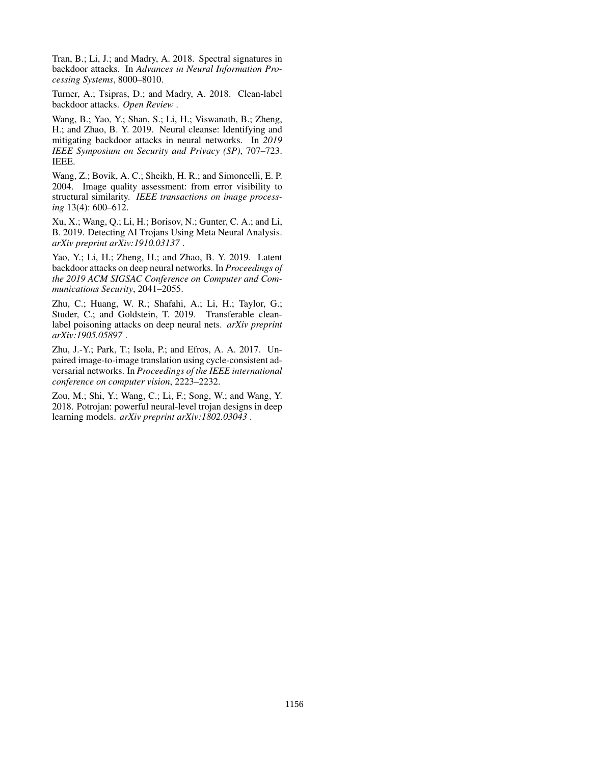Tran, B.; Li, J.; and Madry, A. 2018. Spectral signatures in backdoor attacks. In *Advances in Neural Information Processing Systems*, 8000–8010.

Turner, A.; Tsipras, D.; and Madry, A. 2018. Clean-label backdoor attacks. *Open Review* .

Wang, B.; Yao, Y.; Shan, S.; Li, H.; Viswanath, B.; Zheng, H.; and Zhao, B. Y. 2019. Neural cleanse: Identifying and mitigating backdoor attacks in neural networks. In *2019 IEEE Symposium on Security and Privacy (SP)*, 707–723. IEEE.

Wang, Z.; Bovik, A. C.; Sheikh, H. R.; and Simoncelli, E. P. 2004. Image quality assessment: from error visibility to structural similarity. *IEEE transactions on image processing* 13(4): 600–612.

Xu, X.; Wang, Q.; Li, H.; Borisov, N.; Gunter, C. A.; and Li, B. 2019. Detecting AI Trojans Using Meta Neural Analysis. *arXiv preprint arXiv:1910.03137* .

Yao, Y.; Li, H.; Zheng, H.; and Zhao, B. Y. 2019. Latent backdoor attacks on deep neural networks. In *Proceedings of the 2019 ACM SIGSAC Conference on Computer and Communications Security*, 2041–2055.

Zhu, C.; Huang, W. R.; Shafahi, A.; Li, H.; Taylor, G.; Studer, C.; and Goldstein, T. 2019. Transferable clean-label poisoning attacks on deep neural nets. *arXiv preprint arXiv:1905.05897* .

Zhu, J.-Y.; Park, T.; Isola, P.; and Efros, A. A. 2017. Unpaired image-to-image translation using cycle-consistent adversarial networks. In *Proceedings of the IEEE international conference on computer vision*, 2223–2232.

Zou, M.; Shi, Y.; Wang, C.; Li, F.; Song, W.; and Wang, Y. 2018. Potrojan: powerful neural-level trojan designs in deep learning models. *arXiv preprint arXiv:1802.03043* .